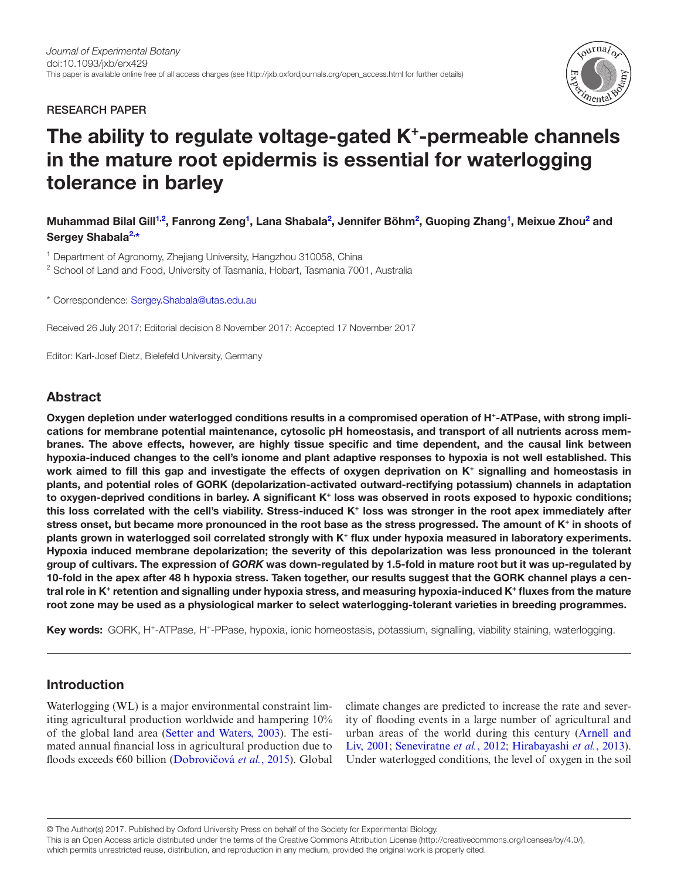*Journal of Experimental Botany*
doi:10.1093/jxb/erx429
This paper is available online free of all access charges (see http://jxb.oxfordjournals.org/open_access.html for further details)

RESEARCH PAPER

# The ability to regulate voltage-gated $K^+$-permeable channels in the mature root epidermis is essential for waterlogging tolerance in barley

**Muhammad Bilal Gill[1,2], Fanrong Zeng[1], Lana Shabala[2], Jennifer Böhm[2], Guoping Zhang[1], Meixue Zhou[2] and Sergey Shabala[2,*]**

[1] Department of Agronomy, Zhejiang University, Hangzhou 310058, China
[2] School of Land and Food, University of Tasmania, Hobart, Tasmania 7001, Australia

* Correspondence: Sergey.Shabala@utas.edu.au

Received 26 July 2017; Editorial decision 8 November 2017; Accepted 17 November 2017

Editor: Karl-Josef Dietz, Bielefeld University, Germany

## Abstract

**Oxygen depletion under waterlogged conditions results in a compromised operation of $H^+$-ATPase, with strong implications for membrane potential maintenance, cytosolic pH homeostasis, and transport of all nutrients across membranes. The above effects, however, are highly tissue specific and time dependent, and the causal link between hypoxia-induced changes to the cell's ionome and plant adaptive responses to hypoxia is not well established. This work aimed to fill this gap and investigate the effects of oxygen deprivation on $K^+$ signalling and homeostasis in plants, and potential roles of GORK (depolarization-activated outward-rectifying potassium) channels in adaptation to oxygen-deprived conditions in barley. A significant $K^+$ loss was observed in roots exposed to hypoxic conditions; this loss correlated with the cell's viability. Stress-induced $K^+$ loss was stronger in the root apex immediately after stress onset, but became more pronounced in the root base as the stress progressed. The amount of $K^+$ in shoots of plants grown in waterlogged soil correlated strongly with $K^+$ flux under hypoxia measured in laboratory experiments. Hypoxia induced membrane depolarization; the severity of this depolarization was less pronounced in the tolerant group of cultivars. The expression of *GORK* was down-regulated by 1.5-fold in mature root but it was up-regulated by 10-fold in the apex after 48 h hypoxia stress. Taken together, our results suggest that the GORK channel plays a central role in $K^+$ retention and signalling under hypoxia stress, and measuring hypoxia-induced $K^+$ fluxes from the mature root zone may be used as a physiological marker to select waterlogging-tolerant varieties in breeding programmes.**

**Key words:** GORK, $H^+$-ATPase, $H^+$-PPase, hypoxia, ionic homeostasis, potassium, signalling, viability staining, waterlogging.

## Introduction

Waterlogging (WL) is a major environmental constraint limiting agricultural production worldwide and hampering 10% of the global land area (Setter and Waters, 2003). The estimated annual financial loss in agricultural production due to floods exceeds €60 billion (Dobrovičová *et al.*, 2015). Global climate changes are predicted to increase the rate and severity of flooding events in a large number of agricultural and urban areas of the world during this century (Arnell and Liv, 2001; Seneviratne *et al.*, 2012; Hirabayashi *et al.*, 2013). Under waterlogged conditions, the level of oxygen in the soil

© The Author(s) 2017. Published by Oxford University Press on behalf of the Society for Experimental Biology.
This is an Open Access article distributed under the terms of the Creative Commons Attribution License (http://creativecommons.org/licenses/by/4.0/), which permits unrestricted reuse, distribution, and reproduction in any medium, provided the original work is properly cited.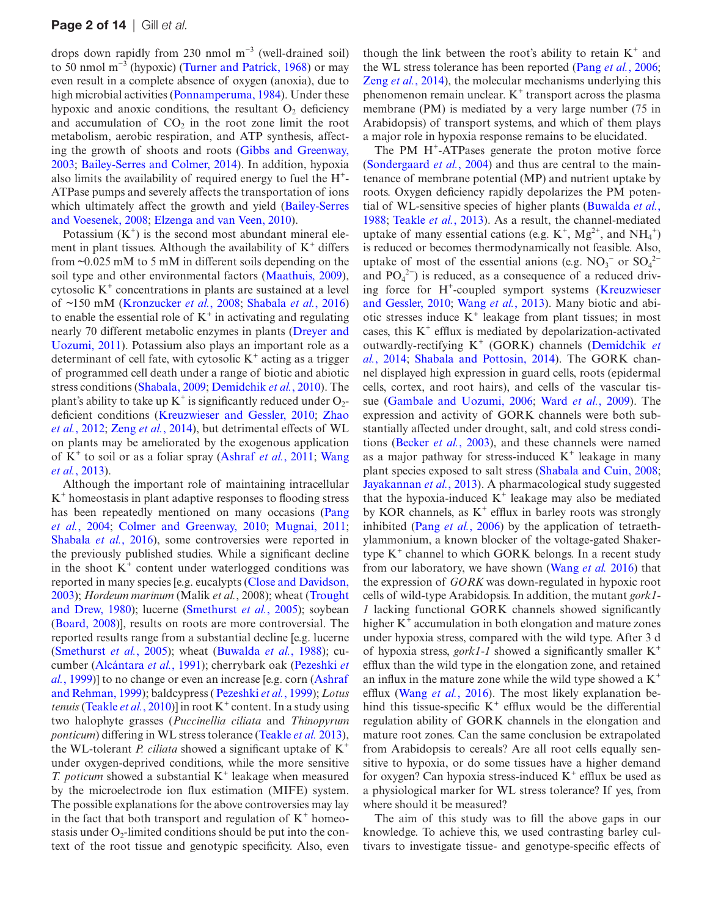drops down rapidly from 230 nmol $m^{-3}$ (well-drained soil) to 50 nmol $m^{-3}$ (hypoxic) (Turner and Patrick, 1968) or may even result in a complete absence of oxygen (anoxia), due to high microbial activities (Ponnamperuma, 1984). Under these hypoxic and anoxic conditions, the resultant $O_2$ deficiency and accumulation of $CO_2$ in the root zone limit the root metabolism, aerobic respiration, and ATP synthesis, affecting the growth of shoots and roots (Gibbs and Greenway, 2003; Bailey-Serres and Colmer, 2014). In addition, hypoxia also limits the availability of required energy to fuel the $H^+$-ATPase pumps and severely affects the transportation of ions which ultimately affect the growth and yield (Bailey-Serres and Voesenek, 2008; Elzenga and van Veen, 2010).

Potassium ($K^+$) is the second most abundant mineral element in plant tissues. Although the availability of $K^+$ differs from ~0.025 mM to 5 mM in different soils depending on the soil type and other environmental factors (Maathuis, 2009), cytosolic $K^+$ concentrations in plants are sustained at a level of ~150 mM (Kronzucker *et al.*, 2008; Shabala *et al.*, 2016) to enable the essential role of $K^+$ in activating and regulating nearly 70 different metabolic enzymes in plants (Dreyer and Uozumi, 2011). Potassium also plays an important role as a determinant of cell fate, with cytosolic $K^+$ acting as a trigger of programmed cell death under a range of biotic and abiotic stress conditions (Shabala, 2009; Demidchik *et al.*, 2010). The plant's ability to take up $K^+$ is significantly reduced under $O_2$-deficient conditions (Kreuzwieser and Gessler, 2010; Zhao *et al.*, 2012; Zeng *et al.*, 2014), but detrimental effects of WL on plants may be ameliorated by the exogenous application of $K^+$ to soil or as a foliar spray (Ashraf *et al.*, 2011; Wang *et al.*, 2013).

Although the important role of maintaining intracellular $K^+$ homeostasis in plant adaptive responses to flooding stress has been repeatedly mentioned on many occasions (Pang *et al.*, 2004; Colmer and Greenway, 2010; Mugnai, 2011; Shabala *et al.*, 2016), some controversies were reported in the previously published studies. While a significant decline in the shoot $K^+$ content under waterlogged conditions was reported in many species [e.g. eucalypts (Close and Davidson, 2003); *Hordeum marinum* (Malik *et al.*, 2008); wheat (Trought and Drew, 1980); lucerne (Smethurst *et al.*, 2005); soybean (Board, 2008)], results on roots are more controversial. The reported results range from a substantial decline [e.g. lucerne (Smethurst *et al.*, 2005); wheat (Buwalda *et al.*, 1988); cucumber (Alcántara *et al.*, 1991); cherrybark oak (Pezeshki *et al.*, 1999)] to no change or even an increase [e.g. corn (Ashraf and Rehman, 1999); baldcypress ( Pezeshki *et al.*, 1999); *Lotus tenuis* (Teakle *et al.*, 2010)] in root $K^+$ content. In a study using two halophyte grasses (*Puccinellia ciliata* and *Thinopyrum ponticum*) differing in WL stress tolerance (Teakle *et al.* 2013), the WL-tolerant *P. ciliata* showed a significant uptake of $K^+$ under oxygen-deprived conditions, while the more sensitive *T. poticum* showed a substantial $K^+$ leakage when measured by the microelectrode ion flux estimation (MIFE) system. The possible explanations for the above controversies may lay in the fact that both transport and regulation of $K^+$ homeostasis under $O_2$-limited conditions should be put into the context of the root tissue and genotypic specificity. Also, even though the link between the root's ability to retain $K^+$ and the WL stress tolerance has been reported (Pang *et al.*, 2006; Zeng *et al.*, 2014), the molecular mechanisms underlying this phenomenon remain unclear. $K^+$ transport across the plasma membrane (PM) is mediated by a very large number (75 in Arabidopsis) of transport systems, and which of them plays a major role in hypoxia response remains to be elucidated.

The PM $H^+$-ATPases generate the proton motive force (Sondergaard *et al.*, 2004) and thus are central to the maintenance of membrane potential (MP) and nutrient uptake by roots. Oxygen deficiency rapidly depolarizes the PM potential of WL-sensitive species of higher plants (Buwalda *et al.*, 1988; Teakle *et al.*, 2013). As a result, the channel-mediated uptake of many essential cations (e.g. $K^+$, $Mg^{2+}$, and $NH_4^+$) is reduced or becomes thermodynamically not feasible. Also, uptake of most of the essential anions (e.g. $NO_3^-$ or $SO_4^{2-}$ and $PO_4^{2-}$) is reduced, as a consequence of a reduced driving force for $H^+$-coupled symport systems (Kreuzwieser and Gessler, 2010; Wang *et al.*, 2013). Many biotic and abiotic stresses induce $K^+$ leakage from plant tissues; in most cases, this $K^+$ efflux is mediated by depolarization-activated outwardly-rectifying $K^+$ (GORK) channels (Demidchik *et al.*, 2014; Shabala and Pottosin, 2014). The GORK channel displayed high expression in guard cells, roots (epidermal cells, cortex, and root hairs), and cells of the vascular tissue (Gambale and Uozumi, 2006; Ward *et al.*, 2009). The expression and activity of GORK channels were both substantially affected under drought, salt, and cold stress conditions (Becker *et al.*, 2003), and these channels were named as a major pathway for stress-induced $K^+$ leakage in many plant species exposed to salt stress (Shabala and Cuin, 2008; Jayakannan *et al.*, 2013). A pharmacological study suggested that the hypoxia-induced $K^+$ leakage may also be mediated by KOR channels, as $K^+$ efflux in barley roots was strongly inhibited (Pang *et al.*, 2006) by the application of tetraethylammonium, a known blocker of the voltage-gated Shaker-type $K^+$ channel to which GORK belongs. In a recent study from our laboratory, we have shown (Wang *et al.* 2016) that the expression of *GORK* was down-regulated in hypoxic root cells of wild-type Arabidopsis. In addition, the mutant *gork1-1* lacking functional GORK channels showed significantly higher $K^+$ accumulation in both elongation and mature zones under hypoxia stress, compared with the wild type. After 3 d of hypoxia stress, *gork1-1* showed a significantly smaller $K^+$ efflux than the wild type in the elongation zone, and retained an influx in the mature zone while the wild type showed a $K^+$ efflux (Wang *et al.*, 2016). The most likely explanation behind this tissue-specific $K^+$ efflux would be the differential regulation ability of GORK channels in the elongation and mature root zones. Can the same conclusion be extrapolated from Arabidopsis to cereals? Are all root cells equally sensitive to hypoxia, or do some tissues have a higher demand for oxygen? Can hypoxia stress-induced $K^+$ efflux be used as a physiological marker for WL stress tolerance? If yes, from where should it be measured?

The aim of this study was to fill the above gaps in our knowledge. To achieve this, we used contrasting barley cultivars to investigate tissue- and genotype-specific effects of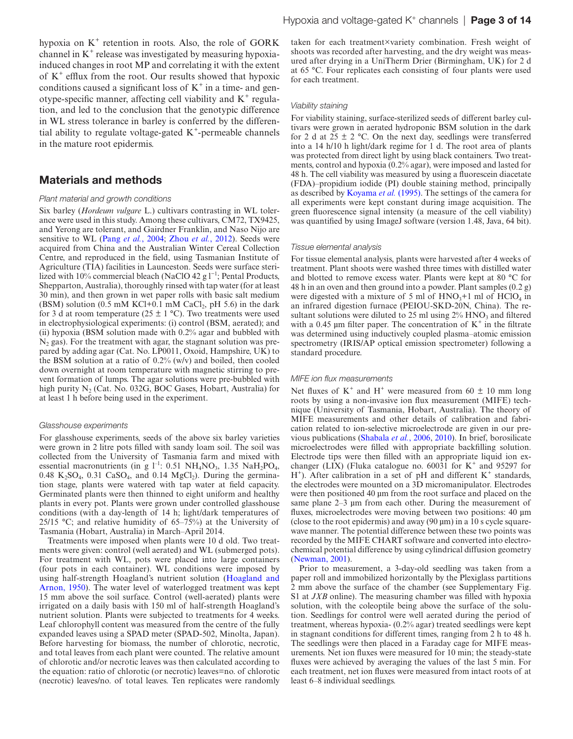hypoxia on $K^+$ retention in roots. Also, the role of GORK channel in $K^+$ release was investigated by measuring hypoxia-induced changes in root MP and correlating it with the extent of $K^+$ efflux from the root. Our results showed that hypoxic conditions caused a significant loss of $K^+$ in a time- and genotype-specific manner, affecting cell viability and $K^+$ regulation, and led to the conclusion that the genotypic difference in WL stress tolerance in barley is conferred by the differential ability to regulate voltage-gated $K^+$-permeable channels in the mature root epidermis.

## Materials and methods

### Plant material and growth conditions

Six barley (*Hordeum vulgare* L.) cultivars contrasting in WL tolerance were used in this study. Among these cultivars, CM72, TX9425, and Yerong are tolerant, and Gairdner Franklin, and Naso Nijo are sensitive to WL (Pang *et al.*, 2004; Zhou *et al.*, 2012). Seeds were acquired from China and the Australian Winter Cereal Collection Centre, and reproduced in the field, using Tasmanian Institute of Agriculture (TIA) facilities in Launceston. Seeds were surface sterilized with 10% commercial bleach (NaClO 42 g $l^{-1}$; Pental Products, Shepparton, Australia), thoroughly rinsed with tap water (for at least 30 min), and then grown in wet paper rolls with basic salt medium (BSM) solution (0.5 mM KCl+0.1 mM $CaCl_2$, pH 5.6) in the dark for 3 d at room temperature (25 ± 1 °C). Two treatments were used in electrophysiological experiments: (i) control (BSM, aerated); and (ii) hypoxia (BSM solution made with 0.2% agar and bubbled with $N_2$ gas). For the treatment with agar, the stagnant solution was prepared by adding agar (Cat. No. LP0011, Oxoid, Hampshire, UK) to the BSM solution at a ratio of 0.2% (w/v) and boiled, then cooled down overnight at room temperature with magnetic stirring to prevent formation of lumps. The agar solutions were pre-bubbled with high purity $N_2$ (Cat. No. 032G, BOC Gases, Hobart, Australia) for at least 1 h before being used in the experiment.

### Glasshouse experiments

For glasshouse experiments, seeds of the above six barley varieties were grown in 2 litre pots filled with sandy loam soil. The soil was collected from the University of Tasmania farm and mixed with essential macronutrients (in g $l^{-1}$: 0.51 $NH_4NO_3$, 1.35 $NaH_2PO_4$, 0.48 $K_2SO_4$, 0.31 $CaSO_4$, and 0.14 $MgCl_2$). During the germination stage, plants were watered with tap water at field capacity. Germinated plants were then thinned to eight uniform and healthy plants in every pot. Plants were grown under controlled glasshouse conditions (with a day-length of 14 h; light/dark temperatures of 25/15 °C; and relative humidity of 65–75%) at the University of Tasmania (Hobart, Australia) in March–April 2014.

Treatments were imposed when plants were 10 d old. Two treatments were given: control (well aerated) and WL (submerged pots). For treatment with WL, pots were placed into large containers (four pots in each container). WL conditions were imposed by using half-strength Hoagland's nutrient solution (Hoagland and Arnon, 1950). The water level of waterlogged treatment was kept 15 mm above the soil surface. Control (well-aerated) plants were irrigated on a daily basis with 150 ml of half-strength Hoagland's nutrient solution. Plants were subjected to treatments for 4 weeks. Leaf chlorophyll content was measured from the centre of the fully expanded leaves using a SPAD meter (SPAD-502, Minolta, Japan). Before harvesting for biomass, the number of chlorotic, necrotic, and total leaves from each plant were counted. The relative amount of chlorotic and/or necrotic leaves was then calculated according to the equation: ratio of chlorotic (or necrotic) leaves=no. of chlorotic (necrotic) leaves/no. of total leaves. Ten replicates were randomly taken for each treatment×variety combination. Fresh weight of shoots was recorded after harvesting, and the dry weight was measured after drying in a UniTherm Drier (Birmingham, UK) for 2 d at 65 °C. Four replicates each consisting of four plants were used for each treatment.

### Viability staining

For viability staining, surface-sterilized seeds of different barley cultivars were grown in aerated hydroponic BSM solution in the dark for 2 d at 25 ± 2 °C. On the next day, seedlings were transferred into a 14 h/10 h light/dark regime for 1 d. The root area of plants was protected from direct light by using black containers. Two treatments, control and hypoxia (0.2% agar), were imposed and lasted for 48 h. The cell viability was measured by using a fluorescein diacetate (FDA)–propidium iodide (PI) double staining method, principally as described by Koyama *et al.* (1995). The settings of the camera for all experiments were kept constant during image acquisition. The green fluorescence signal intensity (a measure of the cell viability) was quantified by using ImageJ software (version 1.48, Java, 64 bit).

### Tissue elemental analysis

For tissue elemental analysis, plants were harvested after 4 weeks of treatment. Plant shoots were washed three times with distilled water and blotted to remove excess water. Plants were kept at 80 °C for 48 h in an oven and then ground into a powder. Plant samples (0.2 g) were digested with a mixture of 5 ml of $HNO_3$+1 ml of $HClO_4$ in an infrared digestion furnace (PEIOU-SKD-20N, China). The resultant solutions were diluted to 25 ml using 2% $HNO_3$ and filtered with a 0.45 µm filter paper. The concentration of $K^+$ in the filtrate was determined using inductively coupled plasma–atomic emission spectrometry (IRIS/AP optical emission spectrometer) following a standard procedure.

### MIFE ion flux measurements

Net fluxes of $K^+$ and $H^+$ were measured from 60 ± 10 mm long roots by using a non-invasive ion flux measurement (MIFE) technique (University of Tasmania, Hobart, Australia). The theory of MIFE measurements and other details of calibration and fabrication related to ion-selective microelectrode are given in our previous publications (Shabala *et al.*, 2006, 2010). In brief, borosilicate microelectrodes were filled with appropriate backfilling solution. Electrode tips were then filled with an appropriate liquid ion exchanger (LIX) (Fluka catalogue no. 60031 for $K^+$ and 95297 for $H^+$). After calibration in a set of pH and different $K^+$ standards, the electrodes were mounted on a 3D micromanipulator. Electrodes were then positioned 40 µm from the root surface and placed on the same plane 2–3 µm from each other. During the measurement of fluxes, microelectrodes were moving between two positions: 40 µm (close to the root epidermis) and away (90 µm) in a 10 s cycle square-wave manner. The potential difference between these two points was recorded by the MIFE CHART software and converted into electrochemical potential difference by using cylindrical diffusion geometry (Newman, 2001).

Prior to measurement, a 3-day-old seedling was taken from a paper roll and immobilized horizontally by the Plexiglass partitions 2 mm above the surface of the chamber (see Supplementary Fig. S1 at *JXB* online). The measuring chamber was filled with hypoxia solution, with the coleoptile being above the surface of the solution. Seedlings for control were well aerated during the period of treatment, whereas hypoxia- (0.2% agar) treated seedlings were kept in stagnant conditions for different times, ranging from 2 h to 48 h. The seedlings were then placed in a Faraday cage for MIFE measurements. Net ion fluxes were measured for 10 min; the steady-state fluxes were achieved by averaging the values of the last 5 min. For each treatment, net ion fluxes were measured from intact roots of at least 6–8 individual seedlings.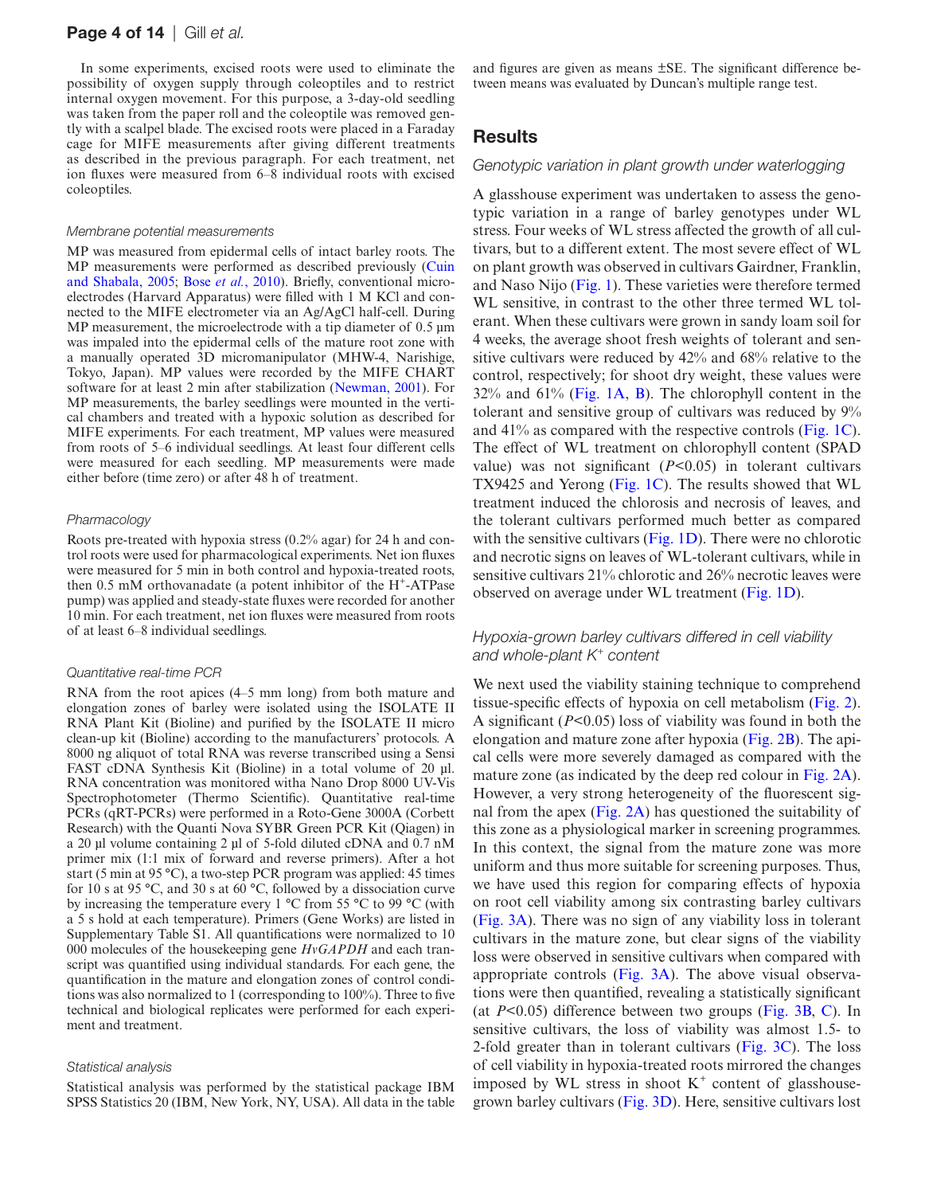In some experiments, excised roots were used to eliminate the possibility of oxygen supply through coleoptiles and to restrict internal oxygen movement. For this purpose, a 3-day-old seedling was taken from the paper roll and the coleoptile was removed gently with a scalpel blade. The excised roots were placed in a Faraday cage for MIFE measurements after giving different treatments as described in the previous paragraph. For each treatment, net ion fluxes were measured from 6–8 individual roots with excised coleoptiles.

### Membrane potential measurements

MP was measured from epidermal cells of intact barley roots. The MP measurements were performed as described previously (Cuin and Shabala, 2005; Bose *et al.*, 2010). Briefly, conventional microelectrodes (Harvard Apparatus) were filled with 1 M KCl and connected to the MIFE electrometer via an Ag/AgCl half-cell. During MP measurement, the microelectrode with a tip diameter of 0.5 µm was impaled into the epidermal cells of the mature root zone with a manually operated 3D micromanipulator (MHW-4, Narishige, Tokyo, Japan). MP values were recorded by the MIFE CHART software for at least 2 min after stabilization (Newman, 2001). For MP measurements, the barley seedlings were mounted in the vertical chambers and treated with a hypoxic solution as described for MIFE experiments. For each treatment, MP values were measured from roots of 5–6 individual seedlings. At least four different cells were measured for each seedling. MP measurements were made either before (time zero) or after 48 h of treatment.

### Pharmacology

Roots pre-treated with hypoxia stress (0.2% agar) for 24 h and control roots were used for pharmacological experiments. Net ion fluxes were measured for 5 min in both control and hypoxia-treated roots, then 0.5 mM orthovanadate (a potent inhibitor of the $H^+$-ATPase pump) was applied and steady-state fluxes were recorded for another 10 min. For each treatment, net ion fluxes were measured from roots of at least 6–8 individual seedlings.

### Quantitative real-time PCR

RNA from the root apices (4–5 mm long) from both mature and elongation zones of barley were isolated using the ISOLATE II RNA Plant Kit (Bioline) and purified by the ISOLATE II micro clean-up kit (Bioline) according to the manufacturers' protocols. A 8000 ng aliquot of total RNA was reverse transcribed using a Sensi FAST cDNA Synthesis Kit (Bioline) in a total volume of 20 µl. RNA concentration was monitored witha Nano Drop 8000 UV-Vis Spectrophotometer (Thermo Scientific). Quantitative real-time PCRs (qRT-PCRs) were performed in a Roto-Gene 3000A (Corbett Research) with the Quanti Nova SYBR Green PCR Kit (Qiagen) in a 20 µl volume containing 2 µl of 5-fold diluted cDNA and 0.7 nM primer mix (1:1 mix of forward and reverse primers). After a hot start (5 min at 95 °C), a two-step PCR program was applied: 45 times for 10 s at 95 °C, and 30 s at 60 °C, followed by a dissociation curve by increasing the temperature every 1 °C from 55 °C to 99 °C (with a 5 s hold at each temperature). Primers (Gene Works) are listed in Supplementary Table S1. All quantifications were normalized to 10 000 molecules of the housekeeping gene *HvGAPDH* and each transcript was quantified using individual standards. For each gene, the quantification in the mature and elongation zones of control conditions was also normalized to 1 (corresponding to 100%). Three to five technical and biological replicates were performed for each experiment and treatment.

### Statistical analysis

Statistical analysis was performed by the statistical package IBM SPSS Statistics 20 (IBM, New York, NY, USA). All data in the table and figures are given as means ±SE. The significant difference between means was evaluated by Duncan's multiple range test.

## Results

### Genotypic variation in plant growth under waterlogging

A glasshouse experiment was undertaken to assess the genotypic variation in a range of barley genotypes under WL stress. Four weeks of WL stress affected the growth of all cultivars, but to a different extent. The most severe effect of WL on plant growth was observed in cultivars Gairdner, Franklin, and Naso Nijo (Fig. 1). These varieties were therefore termed WL sensitive, in contrast to the other three termed WL tolerant. When these cultivars were grown in sandy loam soil for 4 weeks, the average shoot fresh weights of tolerant and sensitive cultivars were reduced by 42% and 68% relative to the control, respectively; for shoot dry weight, these values were 32% and 61% (Fig. 1A, B). The chlorophyll content in the tolerant and sensitive group of cultivars was reduced by 9% and 41% as compared with the respective controls (Fig. 1C). The effect of WL treatment on chlorophyll content (SPAD value) was not significant ($P$<0.05) in tolerant cultivars TX9425 and Yerong (Fig. 1C). The results showed that WL treatment induced the chlorosis and necrosis of leaves, and the tolerant cultivars performed much better as compared with the sensitive cultivars (Fig. 1D). There was no chlorotic and necrotic signs on leaves of WL-tolerant cultivars, while in sensitive cultivars 21% chlorotic and 26% necrotic leaves were observed on average under WL treatment (Fig. 1D).

### Hypoxia-grown barley cultivars differed in cell viability and whole-plant $K^+$ content

We next used the viability staining technique to comprehend tissue-specific effects of hypoxia on cell metabolism (Fig. 2). A significant ($P$<0.05) loss of viability was found in both the elongation and mature zone after hypoxia (Fig. 2B). The apical cells were more severely damaged as compared with the mature zone (as indicated by the deep red colour in Fig. 2A). However, a very strong heterogeneity of the fluorescent signal from the apex (Fig. 2A) has questioned the suitability of this zone as a physiological marker in screening programmes. In this context, the signal from the mature zone was more uniform and thus more suitable for screening purposes. Thus, we have used this region for comparing effects of hypoxia on root cell viability among six contrasting barley cultivars (Fig. 3A). There was no sign of any viability loss in tolerant cultivars in the mature zone, but clear signs of the viability loss were observed in sensitive cultivars when compared with appropriate controls (Fig. 3A). The above visual observations were then quantified, revealing a statistically significant (at $P$<0.05) difference between two groups (Fig. 3B, C). In sensitive cultivars, the loss of viability was almost 1.5- to 2-fold greater than in tolerant cultivars (Fig. 3C). The loss of cell viability in hypoxia-treated roots mirrored the changes imposed by WL stress in shoot $K^+$ content of glasshouse-grown barley cultivars (Fig. 3D). Here, sensitive cultivars lost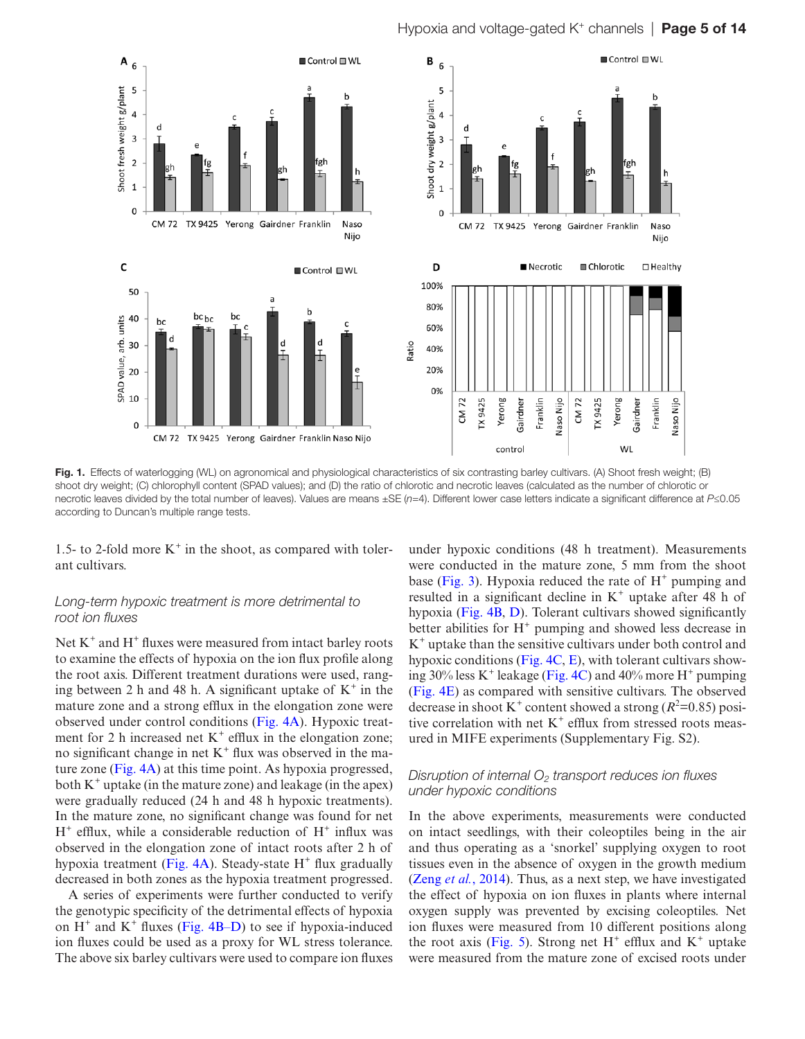**Fig. 1.** Effects of waterlogging (WL) on agronomical and physiological characteristics of six contrasting barley cultivars. (A) Shoot fresh weight; (B) shoot dry weight; (C) chlorophyll content (SPAD values); and (D) the ratio of chlorotic and necrotic leaves (calculated as the number of chlorotic or necrotic leaves divided by the total number of leaves). Values are means ±SE ($n$=4). Different lower case letters indicate a significant difference at $P$≤0.05 according to Duncan's multiple range tests.

1.5- to 2-fold more $K^+$ in the shoot, as compared with tolerant cultivars.

### *Long-term hypoxic treatment is more detrimental to root ion fluxes*

Net $K^+$ and $H^+$ fluxes were measured from intact barley roots to examine the effects of hypoxia on the ion flux profile along the root axis. Different treatment durations were used, ranging between 2 h and 48 h. A significant uptake of $K^+$ in the mature zone and a strong efflux in the elongation zone were observed under control conditions (Fig. 4A). Hypoxic treatment for 2 h increased net $K^+$ efflux in the elongation zone; no significant change in net $K^+$ flux was observed in the mature zone (Fig. 4A) at this time point. As hypoxia progressed, both $K^+$ uptake (in the mature zone) and leakage (in the apex) were gradually reduced (24 h and 48 h hypoxic treatments). In the mature zone, no significant change was found for net $H^+$ efflux, while a considerable reduction of $H^+$ influx was observed in the elongation zone of intact roots after 2 h of hypoxia treatment (Fig. 4A). Steady-state $H^+$ flux gradually decreased in both zones as the hypoxia treatment progressed.

A series of experiments were further conducted to verify the genotypic specificity of the detrimental effects of hypoxia on $H^+$ and $K^+$ fluxes (Fig. 4B–D) to see if hypoxia-induced ion fluxes could be used as a proxy for WL stress tolerance. The above six barley cultivars were used to compare ion fluxes under hypoxic conditions (48 h treatment). Measurements were conducted in the mature zone, 5 mm from the shoot base (Fig. 3). Hypoxia reduced the rate of $H^+$ pumping and resulted in a significant decline in $K^+$ uptake after 48 h of hypoxia (Fig. 4B, D). Tolerant cultivars showed significantly better abilities for $H^+$ pumping and showed less decrease in $K^+$ uptake than the sensitive cultivars under both control and hypoxic conditions (Fig. 4C, E), with tolerant cultivars showing 30% less $K^+$ leakage (Fig. 4C) and 40% more $H^+$ pumping (Fig. 4E) as compared with sensitive cultivars. The observed decrease in shoot $K^+$ content showed a strong ($R^2$=0.85) positive correlation with net $K^+$ efflux from stressed roots measured in MIFE experiments (Supplementary Fig. S2).

### *Disruption of internal $O_2$ transport reduces ion fluxes under hypoxic conditions*

In the above experiments, measurements were conducted on intact seedlings, with their coleoptiles being in the air and thus operating as a 'snorkel' supplying oxygen to root tissues even in the absence of oxygen in the growth medium (Zeng *et al.*, 2014). Thus, as a next step, we have investigated the effect of hypoxia on ion fluxes in plants where internal oxygen supply was prevented by excising coleoptiles. Net ion fluxes were measured from 10 different positions along the root axis (Fig. 5). Strong net $H^+$ efflux and $K^+$ uptake were measured from the mature zone of excised roots under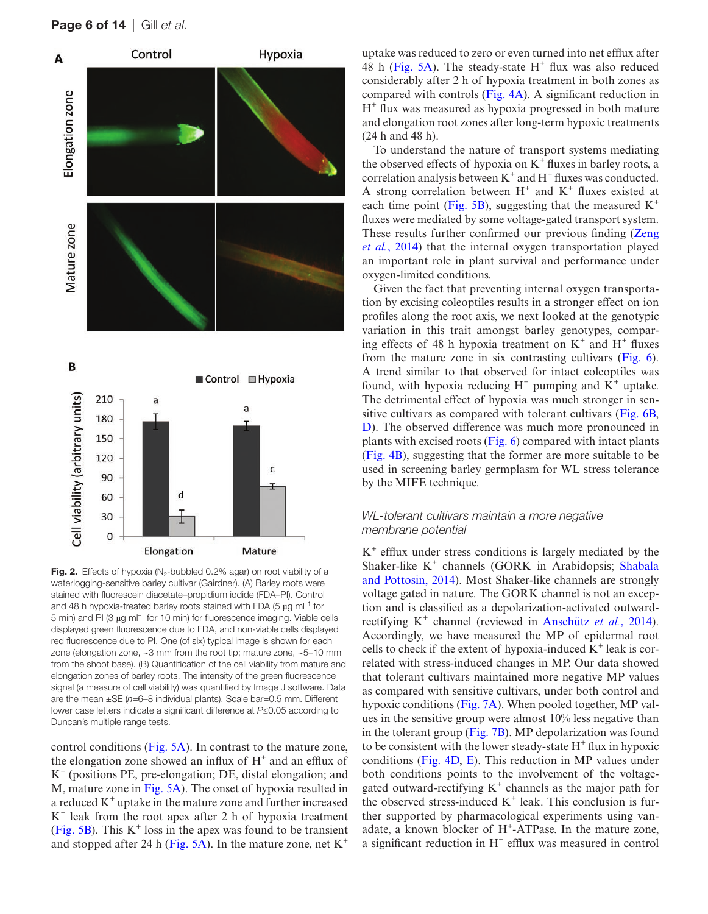Fig. 2. Effects of hypoxia ($N_2$-bubbled 0.2% agar) on root viability of a waterlogging-sensitive barley cultivar (Gairdner). (A) Barley roots were stained with fluorescein diacetate–propidium iodide (FDA–PI). Control and 48 h hypoxia-treated barley roots stained with FDA (5 μg ml$^{-1}$ for 5 min) and PI (3 μg ml$^{-1}$ for 10 min) for fluorescence imaging. Viable cells displayed green fluorescence due to FDA, and non-viable cells displayed red fluorescence due to PI. One (of six) typical image is shown for each zone (elongation zone, ~3 mm from the root tip; mature zone, ~5–10 mm from the shoot base). (B) Quantification of the cell viability from mature and elongation zones of barley roots. The intensity of the green fluorescence signal (a measure of cell viability) was quantified by Image J software. Data are the mean ±SE ($n$=6–8 individual plants). Scale bar=0.5 mm. Different lower case letters indicate a significant difference at $P$≤0.05 according to Duncan's multiple range tests.

control conditions (Fig. 5A). In contrast to the mature zone, the elongation zone showed an influx of $H^+$ and an efflux of $K^+$ (positions PE, pre-elongation; DE, distal elongation; and M, mature zone in Fig. 5A). The onset of hypoxia resulted in a reduced $K^+$ uptake in the mature zone and further increased $K^+$ leak from the root apex after 2 h of hypoxia treatment (Fig. 5B). This $K^+$ loss in the apex was found to be transient and stopped after 24 h (Fig. 5A). In the mature zone, net $K^+$ uptake was reduced to zero or even turned into net efflux after 48 h (Fig. 5A). The steady-state $H^+$ flux was also reduced considerably after 2 h of hypoxia treatment in both zones as compared with controls (Fig. 4A). A significant reduction in $H^+$ flux was measured as hypoxia progressed in both mature and elongation root zones after long-term hypoxic treatments (24 h and 48 h).

To understand the nature of transport systems mediating the observed effects of hypoxia on $K^+$ fluxes in barley roots, a correlation analysis between $K^+$ and $H^+$ fluxes was conducted. A strong correlation between $H^+$ and $K^+$ fluxes existed at each time point (Fig. 5B), suggesting that the measured $K^+$ fluxes were mediated by some voltage-gated transport system. These results further confirmed our previous finding (Zeng *et al.*, 2014) that the internal oxygen transportation played an important role in plant survival and performance under oxygen-limited conditions.

Given the fact that preventing internal oxygen transportation by excising coleoptiles results in a stronger effect on ion profiles along the root axis, we next looked at the genotypic variation in this trait amongst barley genotypes, comparing effects of 48 h hypoxia treatment on $K^+$ and $H^+$ fluxes from the mature zone in six contrasting cultivars (Fig. 6). A trend similar to that observed for intact coleoptiles was found, with hypoxia reducing $H^+$ pumping and $K^+$ uptake. The detrimental effect of hypoxia was much stronger in sensitive cultivars as compared with tolerant cultivars (Fig. 6B, D). The observed difference was much more pronounced in plants with excised roots (Fig. 6) compared with intact plants (Fig. 4B), suggesting that the former are more suitable to be used in screening barley germplasm for WL stress tolerance by the MIFE technique.

### *WL-tolerant cultivars maintain a more negative membrane potential*

$K^+$ efflux under stress conditions is largely mediated by the Shaker-like $K^+$ channels (GORK in Arabidopsis; Shabala and Pottosin, 2014). Most Shaker-like channels are strongly voltage gated in nature. The GORK channel is not an exception to the rule and is classified as a depolarization-activated outward-rectifying $K^+$ channel (reviewed in Anschütz *et al.*, 2014). Accordingly, we have measured the MP of epidermal root cells to check if the extent of hypoxia-induced $K^+$ leak is correlated with stress-induced changes in MP. Our data showed that tolerant cultivars maintained more negative MP values as compared with sensitive cultivars, under both control and hypoxic conditions (Fig. 7A). When pooled together, MP values in the sensitive group were almost 10% less negative than in the tolerant group (Fig. 7B). MP depolarization was found to be consistent with the lower steady-state $H^+$ flux in hypoxic conditions (Fig. 4D, E). This reduction in MP values under both conditions points to the involvement of the voltage-gated outward-rectifying $K^+$ channels as the major path for the observed stress-induced $K^+$ leak. This conclusion is further supported by pharmacological experiments using vanadate, a known blocker of $H^+$-ATPase. In the mature zone, a significant reduction in $H^+$ efflux was measured in control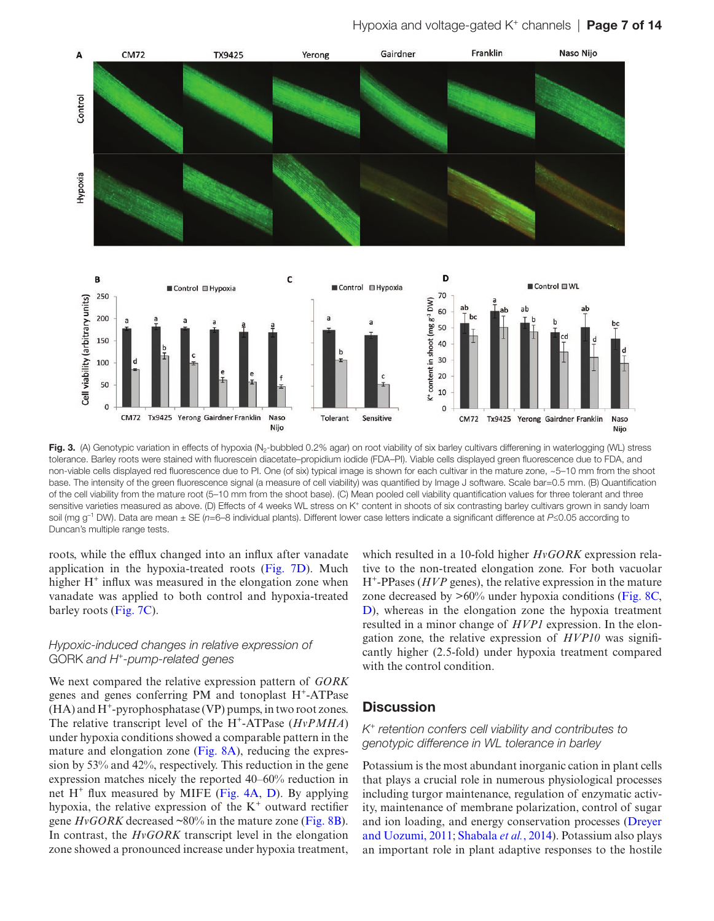**Fig. 3.** (A) Genotypic variation in effects of hypoxia ($N_2$-bubbled 0.2% agar) on root viability of six barley cultivars differening in waterlogging (WL) stress tolerance. Barley roots were stained with fluorescein diacetate–propidium iodide (FDA–PI). Viable cells displayed green fluorescence due to FDA, and non-viable cells displayed red fluorescence due to PI. One (of six) typical image is shown for each cultivar in the mature zone, ~5–10 mm from the shoot base. The intensity of the green fluorescence signal (a measure of cell viability) was quantified by Image J software. Scale bar=0.5 mm. (B) Quantification of the cell viability from the mature root (5–10 mm from the shoot base). (C) Mean pooled cell viability quantification values for three tolerant and three sensitive varieties measured as above. (D) Effects of 4 weeks WL stress on $K^+$ content in shoots of six contrasting barley cultivars grown in sandy loam soil (mg $g^{-1}$ DW). Data are mean ± SE ($n$=6–8 individual plants). Different lower case letters indicate a significant difference at $P$≤0.05 according to Duncan's multiple range tests.

roots, while the efflux changed into an influx after vanadate application in the hypoxia-treated roots (Fig. 7D). Much higher $H^+$ influx was measured in the elongation zone when vanadate was applied to both control and hypoxia-treated barley roots (Fig. 7C).

### *Hypoxic-induced changes in relative expression of GORK and $H^+$-pump-related genes*

We next compared the relative expression pattern of *GORK* genes and genes conferring PM and tonoplast $H^+$-ATPase (HA) and $H^+$-pyrophosphatase (VP) pumps, in two root zones. The relative transcript level of the $H^+$-ATPase (*HvPMHA*) under hypoxia conditions showed a comparable pattern in the mature and elongation zone (Fig. 8A), reducing the expression by 53% and 42%, respectively. This reduction in the gene expression matches nicely the reported 40–60% reduction in net $H^+$ flux measured by MIFE (Fig. 4A, D). By applying hypoxia, the relative expression of the $K^+$ outward rectifier gene *HvGORK* decreased ~80% in the mature zone (Fig. 8B). In contrast, the *HvGORK* transcript level in the elongation zone showed a pronounced increase under hypoxia treatment, which resulted in a 10-fold higher *HvGORK* expression relative to the non-treated elongation zone. For both vacuolar $H^+$-PPases (*HVP* genes), the relative expression in the mature zone decreased by >60% under hypoxia conditions (Fig. 8C, D), whereas in the elongation zone the hypoxia treatment resulted in a minor change of *HVP1* expression. In the elongation zone, the relative expression of *HVP10* was significantly higher (2.5-fold) under hypoxia treatment compared with the control condition.

## Discussion

### *$K^+$ retention confers cell viability and contributes to genotypic difference in WL tolerance in barley*

Potassium is the most abundant inorganic cation in plant cells that plays a crucial role in numerous physiological processes including turgor maintenance, regulation of enzymatic activity, maintenance of membrane polarization, control of sugar and ion loading, and energy conservation processes (Dreyer and Uozumi, 2011; Shabala *et al.*, 2014). Potassium also plays an important role in plant adaptive responses to the hostile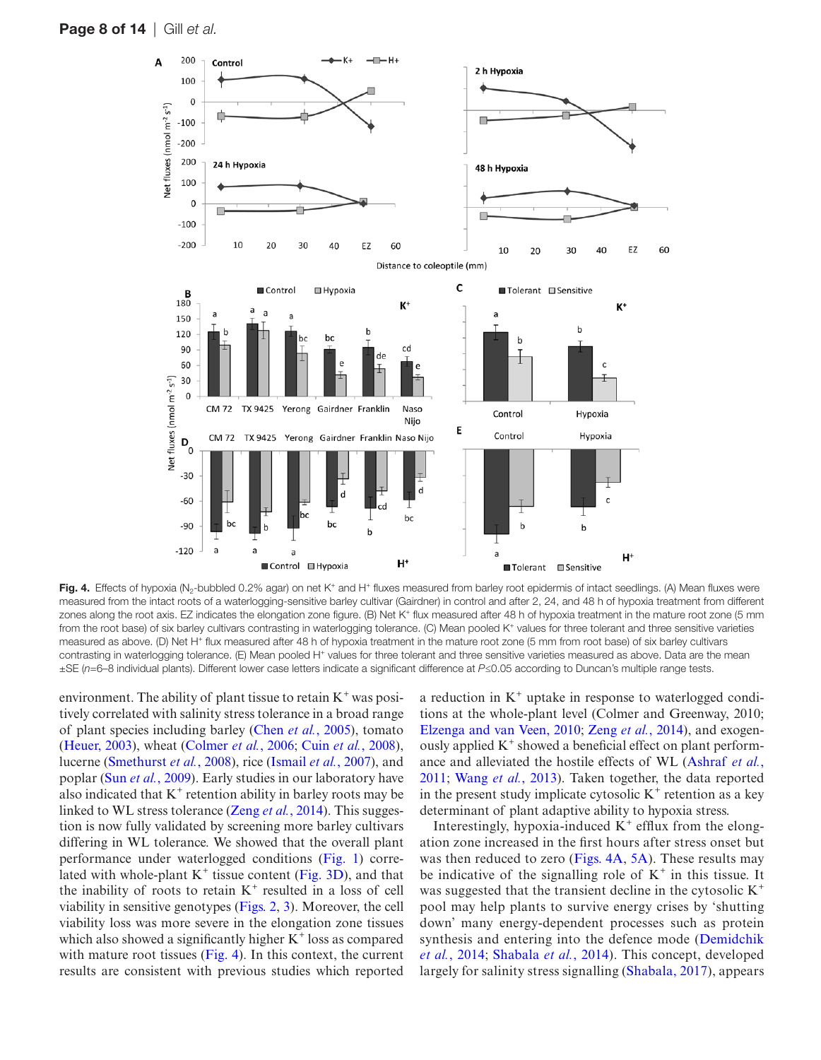**Fig. 4.** Effects of hypoxia ($N_2$-bubbled 0.2% agar) on net $K^+$ and $H^+$ fluxes measured from barley root epidermis of intact seedlings. (A) Mean fluxes were measured from the intact roots of a waterlogging-sensitive barley cultivar (Gairdner) in control and after 2, 24, and 48 h of hypoxia treatment from different zones along the root axis. EZ indicates the elongation zone figure. (B) Net $K^+$ flux measured after 48 h of hypoxia treatment in the mature root zone (5 mm from the root base) of six barley cultivars contrasting in waterlogging tolerance. (C) Mean pooled $K^+$ values for three tolerant and three sensitive varieties measured as above. (D) Net $H^+$ flux measured after 48 h of hypoxia treatment in the mature root zone (5 mm from root base) of six barley cultivars contrasting in waterlogging tolerance. (E) Mean pooled $H^+$ values for three tolerant and three sensitive varieties measured as above. Data are the mean ±SE (*n*=6–8 individual plants). Different lower case letters indicate a significant difference at *P*≤0.05 according to Duncan's multiple range tests.

environment. The ability of plant tissue to retain $K^+$ was positively correlated with salinity stress tolerance in a broad range of plant species including barley (Chen *et al.*, 2005), tomato (Heuer, 2003), wheat (Colmer *et al.*, 2006; Cuin *et al.*, 2008), lucerne (Smethurst *et al.*, 2008), rice (Ismail *et al.*, 2007), and poplar (Sun *et al.*, 2009). Early studies in our laboratory have also indicated that $K^+$ retention ability in barley roots may be linked to WL stress tolerance (Zeng *et al.*, 2014). This suggestion is now fully validated by screening more barley cultivars differing in WL tolerance. We showed that the overall plant performance under waterlogged conditions (Fig. 1) correlated with whole-plant $K^+$ tissue content (Fig. 3D), and that the inability of roots to retain $K^+$ resulted in a loss of cell viability in sensitive genotypes (Figs. 2, 3). Moreover, the cell viability loss was more severe in the elongation zone tissues which also showed a significantly higher $K^+$ loss as compared with mature root tissues (Fig. 4). In this context, the current results are consistent with previous studies which reported a reduction in $K^+$ uptake in response to waterlogged conditions at the whole-plant level (Colmer and Greenway, 2010; Elzenga and van Veen, 2010; Zeng *et al.*, 2014), and exogenously applied $K^+$ showed a beneficial effect on plant performance and alleviated the hostile effects of WL (Ashraf *et al.*, 2011; Wang *et al.*, 2013). Taken together, the data reported in the present study implicate cytosolic $K^+$ retention as a key determinant of plant adaptive ability to hypoxia stress.

Interestingly, hypoxia-induced $K^+$ efflux from the elongation zone increased in the first hours after stress onset but was then reduced to zero (Figs. 4A, 5A). These results may be indicative of the signalling role of $K^+$ in this tissue. It was suggested that the transient decline in the cytosolic $K^+$ pool may help plants to survive energy crises by 'shutting down' many energy-dependent processes such as protein synthesis and entering into the defence mode (Demidchik *et al.*, 2014; Shabala *et al.*, 2014). This concept, developed largely for salinity stress signalling (Shabala, 2017), appears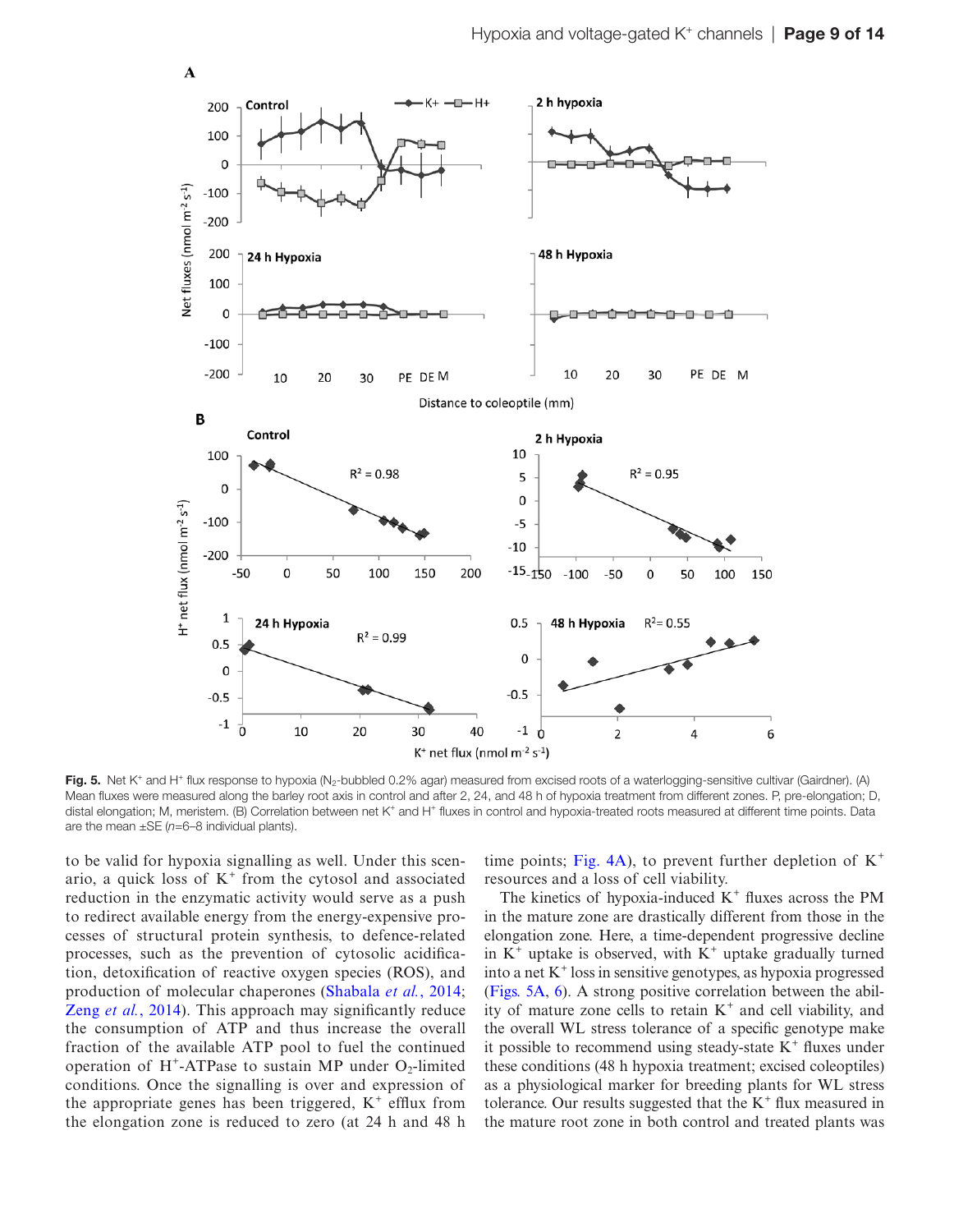**Fig. 5.** Net $K^+$ and $H^+$ flux response to hypoxia ($N_2$-bubbled 0.2% agar) measured from excised roots of a waterlogging-sensitive cultivar (Gairdner). (A) Mean fluxes were measured along the barley root axis in control and after 2, 24, and 48 h of hypoxia treatment from different zones. P, pre-elongation; D, distal elongation; M, meristem. (B) Correlation between net $K^+$ and $H^+$ fluxes in control and hypoxia-treated roots measured at different time points. Data are the mean ±SE ($n$=6–8 individual plants).

to be valid for hypoxia signalling as well. Under this scenario, a quick loss of $K^+$ from the cytosol and associated reduction in the enzymatic activity would serve as a push to redirect available energy from the energy-expensive processes of structural protein synthesis, to defence-related processes, such as the prevention of cytosolic acidification, detoxification of reactive oxygen species (ROS), and production of molecular chaperones (Shabala *et al.*, 2014; Zeng *et al.*, 2014). This approach may significantly reduce the consumption of ATP and thus increase the overall fraction of the available ATP pool to fuel the continued operation of $H^+$-ATPase to sustain MP under $O_2$-limited conditions. Once the signalling is over and expression of the appropriate genes has been triggered, $K^+$ efflux from the elongation zone is reduced to zero (at 24 h and 48 h time points; Fig. 4A), to prevent further depletion of $K^+$ resources and a loss of cell viability.

The kinetics of hypoxia-induced $K^+$ fluxes across the PM in the mature zone are drastically different from those in the elongation zone. Here, a time-dependent progressive decline in $K^+$ uptake is observed, with $K^+$ uptake gradually turned into a net $K^+$ loss in sensitive genotypes, as hypoxia progressed (Figs. 5A, 6). A strong positive correlation between the ability of mature zone cells to retain $K^+$ and cell viability, and the overall WL stress tolerance of a specific genotype make it possible to recommend using steady-state $K^+$ fluxes under these conditions (48 h hypoxia treatment; excised coleoptiles) as a physiological marker for breeding plants for WL stress tolerance. Our results suggested that the $K^+$ flux measured in the mature root zone in both control and treated plants was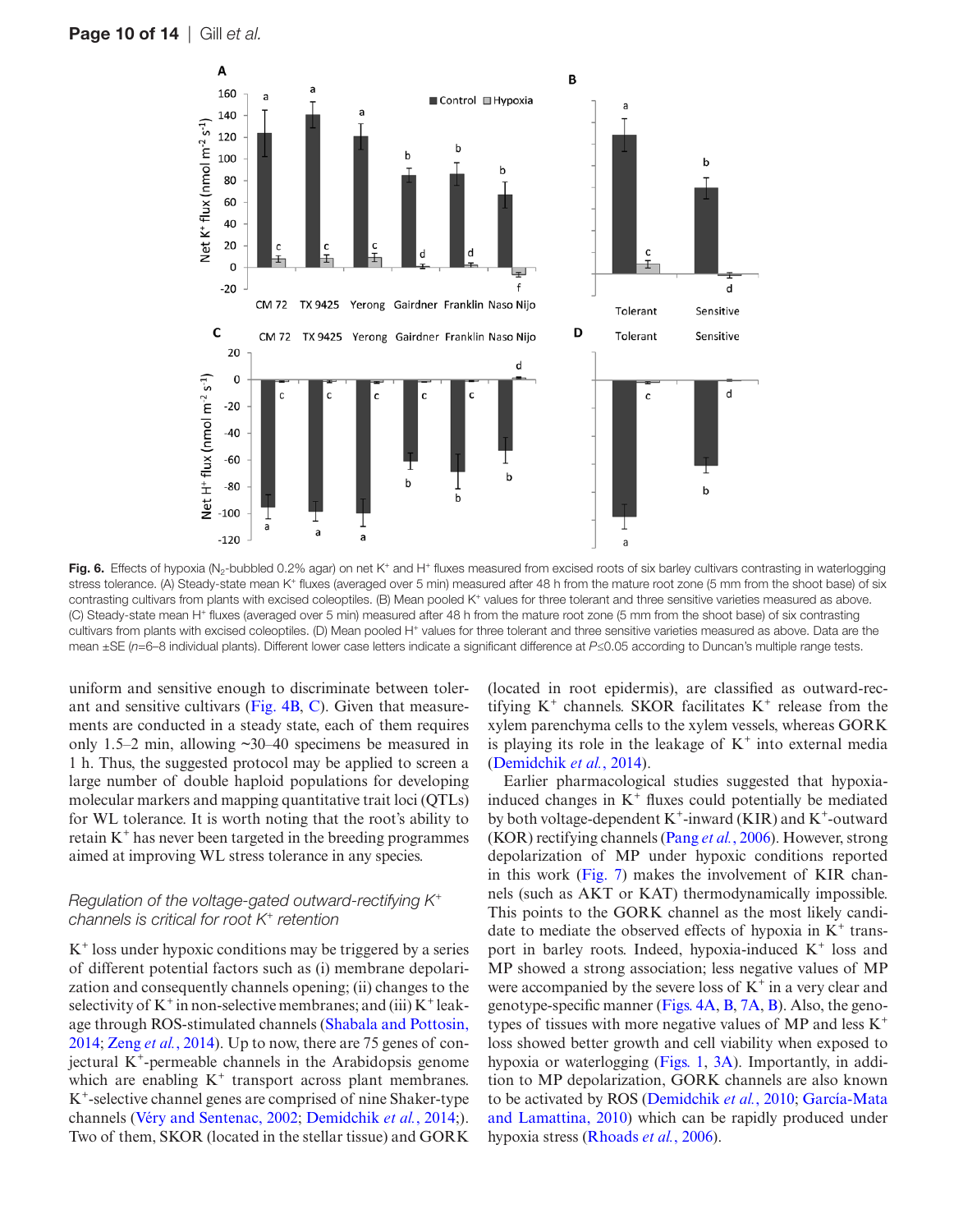**Fig. 6.** Effects of hypoxia ($N_2$-bubbled 0.2% agar) on net $K^+$ and $H^+$ fluxes measured from excised roots of six barley cultivars contrasting in waterlogging stress tolerance. (A) Steady-state mean $K^+$ fluxes (averaged over 5 min) measured after 48 h from the mature root zone (5 mm from the shoot base) of six contrasting cultivars from plants with excised coleoptiles. (B) Mean pooled $K^+$ values for three tolerant and three sensitive varieties measured as above. (C) Steady-state mean $H^+$ fluxes (averaged over 5 min) measured after 48 h from the mature root zone (5 mm from the shoot base) of six contrasting cultivars from plants with excised coleoptiles. (D) Mean pooled $H^+$ values for three tolerant and three sensitive varieties measured as above. Data are the mean ±SE (*n*=6–8 individual plants). Different lower case letters indicate a significant difference at $P \leq 0.05$ according to Duncan's multiple range tests.

uniform and sensitive enough to discriminate between tolerant and sensitive cultivars (Fig. 4B, C). Given that measurements are conducted in a steady state, each of them requires only 1.5–2 min, allowing ~30–40 specimens be measured in 1 h. Thus, the suggested protocol may be applied to screen a large number of double haploid populations for developing molecular markers and mapping quantitative trait loci (QTLs) for WL tolerance. It is worth noting that the root's ability to retain $K^+$ has never been targeted in the breeding programmes aimed at improving WL stress tolerance in any species.

### *Regulation of the voltage-gated outward-rectifying $K^+$ channels is critical for root $K^+$ retention*

$K^+$ loss under hypoxic conditions may be triggered by a series of different potential factors such as (i) membrane depolarization and consequently channels opening; (ii) changes to the selectivity of $K^+$ in non-selective membranes; and (iii) $K^+$ leakage through ROS-stimulated channels (Shabala and Pottosin, 2014; Zeng *et al.*, 2014). Up to now, there are 75 genes of conjectural $K^+$-permeable channels in the Arabidopsis genome which are enabling $K^+$ transport across plant membranes. $K^+$-selective channel genes are comprised of nine Shaker-type channels (Véry and Sentenac, 2002; Demidchik *et al.*, 2014;). Two of them, SKOR (located in the stellar tissue) and GORK (located in root epidermis), are classified as outward-rectifying $K^+$ channels. SKOR facilitates $K^+$ release from the xylem parenchyma cells to the xylem vessels, whereas GORK is playing its role in the leakage of $K^+$ into external media (Demidchik *et al.*, 2014).

Earlier pharmacological studies suggested that hypoxia-induced changes in $K^+$ fluxes could potentially be mediated by both voltage-dependent $K^+$-inward (KIR) and $K^+$-outward (KOR) rectifying channels (Pang *et al.*, 2006). However, strong depolarization of MP under hypoxic conditions reported in this work (Fig. 7) makes the involvement of KIR channels (such as AKT or KAT) thermodynamically impossible. This points to the GORK channel as the most likely candidate to mediate the observed effects of hypoxia in $K^+$ transport in barley roots. Indeed, hypoxia-induced $K^+$ loss and MP showed a strong association; less negative values of MP were accompanied by the severe loss of $K^+$ in a very clear and genotype-specific manner (Figs. 4A, B, 7A, B). Also, the genotypes of tissues with more negative values of MP and less $K^+$ loss showed better growth and cell viability when exposed to hypoxia or waterlogging (Figs. 1, 3A). Importantly, in addition to MP depolarization, GORK channels are also known to be activated by ROS (Demidchik *et al.*, 2010; García-Mata and Lamattina, 2010) which can be rapidly produced under hypoxia stress (Rhoads *et al.*, 2006).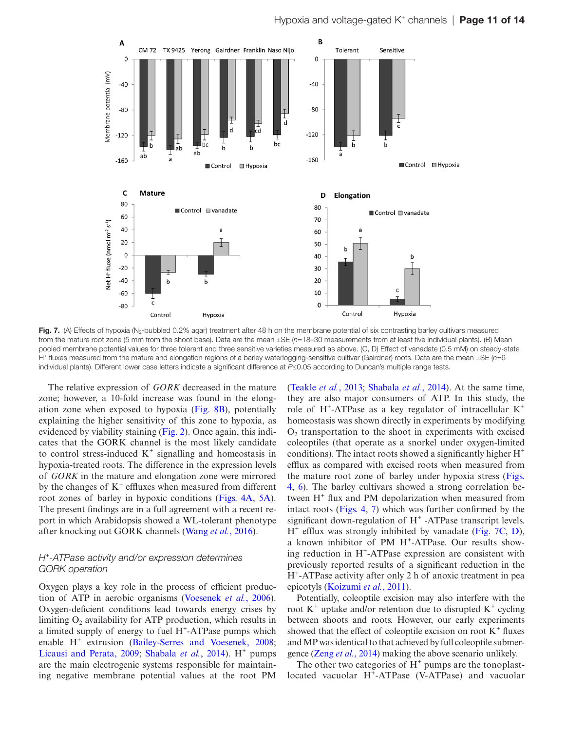**Fig. 7.** (A) Effects of hypoxia ($N_2$-bubbled 0.2% agar) treatment after 48 h on the membrane potential of six contrasting barley cultivars measured from the mature root zone (5 mm from the shoot base). Data are the mean ±SE ($n$=18–30 measurements from at least five individual plants). (B) Mean pooled membrane potential values for three tolerant and three sensitive varieties measured as above. (C, D) Effect of vanadate (0.5 mM) on steady-state $H^+$ fluxes measured from the mature and elongation regions of a barley waterlogging-sensitive cultivar (Gairdner) roots. Data are the mean ±SE ($n$=6 individual plants). Different lower case letters indicate a significant difference at $P \leq 0.05$ according to Duncan's multiple range tests.

The relative expression of *GORK* decreased in the mature zone; however, a 10-fold increase was found in the elongation zone when exposed to hypoxia (Fig. 8B), potentially explaining the higher sensitivity of this zone to hypoxia, as evidenced by viability staining (Fig. 2). Once again, this indicates that the GORK channel is the most likely candidate to control stress-induced $K^+$ signalling and homeostasis in hypoxia-treated roots. The difference in the expression levels of *GORK* in the mature and elongation zone were mirrored by the changes of $K^+$ effluxes when measured from different root zones of barley in hypoxic conditions (Figs. 4A, 5A). The present findings are in a full agreement with a recent report in which Arabidopsis showed a WL-tolerant phenotype after knocking out GORK channels (Wang *et al.*, 2016).

### *$H^+$-ATPase activity and/or expression determines GORK operation*

Oxygen plays a key role in the process of efficient production of ATP in aerobic organisms (Voesenek *et al.*, 2006). Oxygen-deficient conditions lead towards energy crises by limiting $O_2$ availability for ATP production, which results in a limited supply of energy to fuel $H^+$-ATPase pumps which enable $H^+$ extrusion (Bailey-Serres and Voesenek, 2008; Licausi and Perata, 2009; Shabala *et al.*, 2014). $H^+$ pumps are the main electrogenic systems responsible for maintaining negative membrane potential values at the root PM (Teakle *et al.*, 2013; Shabala *et al.*, 2014). At the same time, they are also major consumers of ATP. In this study, the role of $H^+$-ATPase as a key regulator of intracellular $K^+$ homeostasis was shown directly in experiments by modifying $O_2$ transportation to the shoot in experiments with excised coleoptiles (that operate as a snorkel under oxygen-limited conditions). The intact roots showed a significantly higher $H^+$ efflux as compared with excised roots when measured from the mature root zone of barley under hypoxia stress (Figs. 4, 6). The barley cultivars showed a strong correlation between $H^+$ flux and PM depolarization when measured from intact roots (Figs. 4, 7) which was further confirmed by the significant down-regulation of $H^+$ -ATPase transcript levels. $H^+$ efflux was strongly inhibited by vanadate (Fig. 7C, D), a known inhibitor of PM $H^+$-ATPase. Our results showing reduction in $H^+$-ATPase expression are consistent with previously reported results of a significant reduction in the $H^+$-ATPase activity after only 2 h of anoxic treatment in pea epicotyls (Koizumi *et al.*, 2011).

Potentially, coleoptile excision may also interfere with the root $K^+$ uptake and/or retention due to disrupted $K^+$ cycling between shoots and roots. However, our early experiments showed that the effect of coleoptile excision on root $K^+$ fluxes and MP was identical to that achieved by full coleoptile submergence (Zeng *et al.*, 2014) making the above scenario unlikely.

The other two categories of $H^+$ pumps are the tonoplast-located vacuolar $H^+$-ATPase (V-ATPase) and vacuolar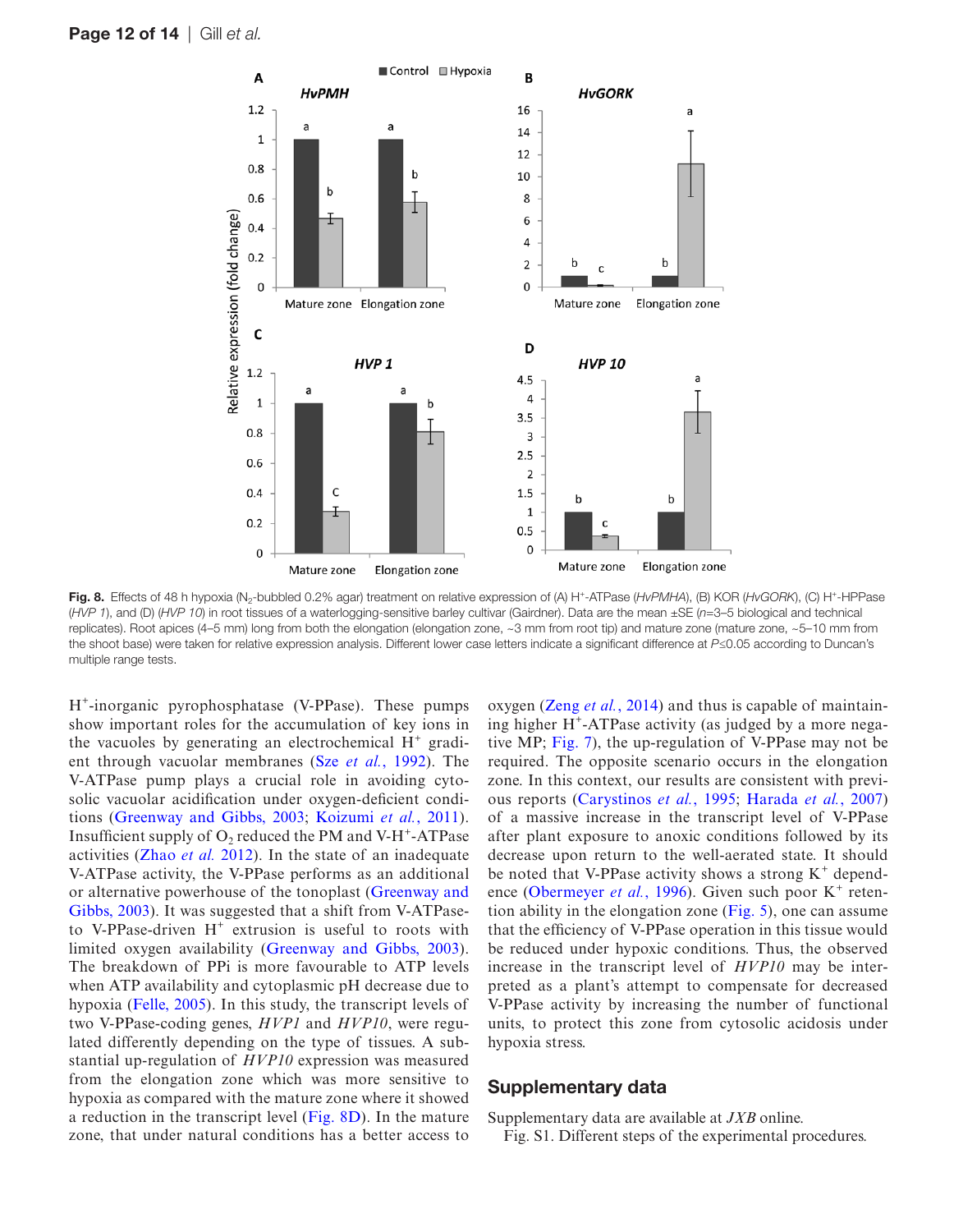**Fig. 8.** Effects of 48 h hypoxia ($N_2$-bubbled 0.2% agar) treatment on relative expression of (A) $H^+$-ATPase (*HvPMHA*), (B) KOR (*HvGORK*), (C) $H^+$-HPPase (*HVP 1*), and (D) (*HVP 10*) in root tissues of a waterlogging-sensitive barley cultivar (Gairdner). Data are the mean ±SE (*n*=3–5 biological and technical replicates). Root apices (4–5 mm) long from both the elongation (elongation zone, ~3 mm from root tip) and mature zone (mature zone, ~5–10 mm from the shoot base) were taken for relative expression analysis. Different lower case letters indicate a significant difference at $P \le 0.05$ according to Duncan's multiple range tests.

$H^+$-inorganic pyrophosphatase (V-PPase). These pumps show important roles for the accumulation of key ions in the vacuoles by generating an electrochemical $H^+$ gradient through vacuolar membranes (Sze *et al.*, 1992). The V-ATPase pump plays a crucial role in avoiding cytosolic vacuolar acidification under oxygen-deficient conditions (Greenway and Gibbs, 2003; Koizumi *et al.*, 2011). Insufficient supply of $O_2$ reduced the PM and V-$H^+$-ATPase activities (Zhao *et al.* 2012). In the state of an inadequate V-ATPase activity, the V-PPase performs as an additional or alternative powerhouse of the tonoplast (Greenway and Gibbs, 2003). It was suggested that a shift from V-ATPase- to V-PPase-driven $H^+$ extrusion is useful to roots with limited oxygen availability (Greenway and Gibbs, 2003). The breakdown of PPi is more favourable to ATP levels when ATP availability and cytoplasmic pH decrease due to hypoxia (Felle, 2005). In this study, the transcript levels of two V-PPase-coding genes, *HVP1* and *HVP10*, were regulated differently depending on the type of tissues. A substantial up-regulation of *HVP10* expression was measured from the elongation zone which was more sensitive to hypoxia as compared with the mature zone where it showed a reduction in the transcript level (Fig. 8D). In the mature zone, that under natural conditions has a better access to oxygen (Zeng *et al.*, 2014) and thus is capable of maintaining higher $H^+$-ATPase activity (as judged by a more negative MP; Fig. 7), the up-regulation of V-PPase may not be required. The opposite scenario occurs in the elongation zone. In this context, our results are consistent with previous reports (Carystinos *et al.*, 1995; Harada *et al.*, 2007) of a massive increase in the transcript level of V-PPase after plant exposure to anoxic conditions followed by its decrease upon return to the well-aerated state. It should be noted that V-PPase activity shows a strong $K^+$ dependence (Obermeyer *et al.*, 1996). Given such poor $K^+$ retention ability in the elongation zone (Fig. 5), one can assume that the efficiency of V-PPase operation in this tissue would be reduced under hypoxic conditions. Thus, the observed increase in the transcript level of *HVP10* may be interpreted as a plant's attempt to compensate for decreased V-PPase activity by increasing the number of functional units, to protect this zone from cytosolic acidosis under hypoxia stress.

## Supplementary data

Supplementary data are available at *JXB* online.

Fig. S1. Different steps of the experimental procedures.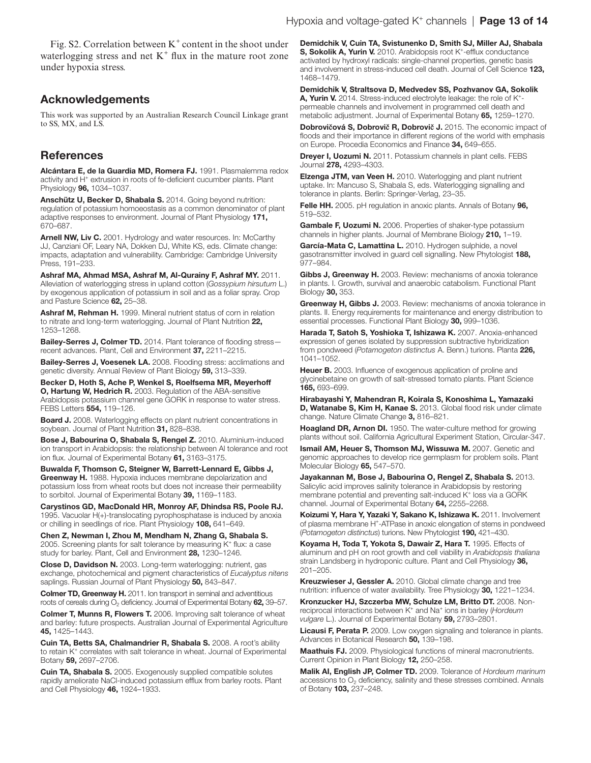Fig. S2. Correlation between $K^+$ content in the shoot under waterlogging stress and net $K^+$ flux in the mature root zone under hypoxia stress.

## Acknowledgements

This work was supported by an Australian Research Council Linkage grant to SS, MX, and LS.

## References

**Alcántara E, de la Guardia MD, Romera FJ.** 1991. Plasmalemma redox activity and $H^+$ extrusion in roots of fe-deficient cucumber plants. Plant Physiology **96,** 1034–1037.

**Anschütz U, Becker D, Shabala S.** 2014. Going beyond nutrition: regulation of potassium homoeostasis as a common denominator of plant adaptive responses to environment. Journal of Plant Physiology **171,** 670–687.

**Arnell NW, Liv C.** 2001. Hydrology and water resources. In: McCarthy JJ, Canziani OF, Leary NA, Dokken DJ, White KS, eds. Climate change: impacts, adaptation and vulnerability. Cambridge: Cambridge University Press, 191–233.

**Ashraf MA, Ahmad MSA, Ashraf M, Al-Qurainy F, Ashraf MY.** 2011. Alleviation of waterlogging stress in upland cotton (*Gossypium hirsutum* L.) by exogenous application of potassium in soil and as a foliar spray. Crop and Pasture Science **62,** 25–38.

**Ashraf M, Rehman H.** 1999. Mineral nutrient status of corn in relation to nitrate and long-term waterlogging. Journal of Plant Nutrition **22,** 1253–1268.

**Bailey-Serres J, Colmer TD.** 2014. Plant tolerance of flooding stress—recent advances. Plant, Cell and Environment **37,** 2211–2215.

**Bailey-Serres J, Voesenek LA.** 2008. Flooding stress: acclimations and genetic diversity. Annual Review of Plant Biology **59,** 313–339.

**Becker D, Hoth S, Ache P, Wenkel S, Roelfsema MR, Meyerhoff O, Hartung W, Hedrich R.** 2003. Regulation of the ABA-sensitive Arabidopsis potassium channel gene GORK in response to water stress. FEBS Letters **554,** 119–126.

**Board J.** 2008. Waterlogging effects on plant nutrient concentrations in soybean. Journal of Plant Nutrition **31,** 828–838.

**Bose J, Babourina O, Shabala S, Rengel Z.** 2010. Aluminium-induced ion transport in Arabidopsis: the relationship between Al tolerance and root ion flux. Journal of Experimental Botany **61,** 3163–3175.

**Buwalda F, Thomson C, Steigner W, Barrett-Lennard E, Gibbs J, Greenway H.** 1988. Hypoxia induces membrane depolarization and potassium loss from wheat roots but does not increase their permeability to sorbitol. Journal of Experimental Botany **39,** 1169–1183.

**Carystinos GD, MacDonald HR, Monroy AF, Dhindsa RS, Poole RJ.** 1995. Vacuolar H(+)-translocating pyrophosphatase is induced by anoxia or chilling in seedlings of rice. Plant Physiology **108,** 641–649.

**Chen Z, Newman I, Zhou M, Mendham N, Zhang G, Shabala S.** 2005. Screening plants for salt tolerance by measuring $K^+$ flux: a case study for barley. Plant, Cell and Environment **28,** 1230–1246.

**Close D, Davidson N.** 2003. Long-term waterlogging: nutrient, gas exchange, photochemical and pigment characteristics of *Eucalyptus nitens* saplings. Russian Journal of Plant Physiology **50,** 843–847.

**Colmer TD, Greenway H.** 2011. Ion transport in seminal and adventitious roots of cereals during $O_2$ deficiency. Journal of Experimental Botany **62,** 39–57.

**Colmer T, Munns R, Flowers T.** 2006. Improving salt tolerance of wheat and barley: future prospects. Australian Journal of Experimental Agriculture **45,** 1425–1443.

**Cuin TA, Betts SA, Chalmandrier R, Shabala S.** 2008. A root's ability to retain $K^+$ correlates with salt tolerance in wheat. Journal of Experimental Botany **59,** 2697–2706.

**Cuin TA, Shabala S.** 2005. Exogenously supplied compatible solutes rapidly ameliorate NaCl-induced potassium efflux from barley roots. Plant and Cell Physiology **46,** 1924–1933.

**Demidchik V, Cuin TA, Svistunenko D, Smith SJ, Miller AJ, Shabala S, Sokolik A, Yurin V.** 2010. Arabidopsis root $K^+$-efflux conductance activated by hydroxyl radicals: single-channel properties, genetic basis and involvement in stress-induced cell death. Journal of Cell Science **123,** 1468–1479.

**Demidchik V, Straltsova D, Medvedev SS, Pozhvanov GA, Sokolik A, Yurin V.** 2014. Stress-induced electrolyte leakage: the role of $K^+$-permeable channels and involvement in programmed cell death and metabolic adjustment. Journal of Experimental Botany **65,** 1259–1270.

**Dobrovičová S, Dobrovič R, Dobrovič J.** 2015. The economic impact of floods and their importance in different regions of the world with emphasis on Europe. Procedia Economics and Finance **34,** 649–655.

**Dreyer I, Uozumi N.** 2011. Potassium channels in plant cells. FEBS Journal **278,** 4293–4303.

**Elzenga JTM, van Veen H.** 2010. Waterlogging and plant nutrient uptake. In: Mancuso S, Shabala S, eds. Waterlogging signalling and tolerance in plants. Berlin: Springer-Verlag, 23–35.

**Felle HH.** 2005. pH regulation in anoxic plants. Annals of Botany **96,** 519–532.

**Gambale F, Uozumi N.** 2006. Properties of shaker-type potassium channels in higher plants. Journal of Membrane Biology **210,** 1–19.

**García-Mata C, Lamattina L.** 2010. Hydrogen sulphide, a novel gasotransmitter involved in guard cell signalling. New Phytologist **188,** 977–984.

**Gibbs J, Greenway H.** 2003. Review: mechanisms of anoxia tolerance in plants. I. Growth, survival and anaerobic catabolism. Functional Plant Biology **30,** 353.

**Greenway H, Gibbs J.** 2003. Review: mechanisms of anoxia tolerance in plants. II. Energy requirements for maintenance and energy distribution to essential processes. Functional Plant Biology **30,** 999–1036.

**Harada T, Satoh S, Yoshioka T, Ishizawa K.** 2007. Anoxia-enhanced expression of genes isolated by suppression subtractive hybridization from pondweed (*Potamogeton distinctus* A. Benn.) turions. Planta **226,** 1041–1052.

**Heuer B.** 2003. Influence of exogenous application of proline and glycinebetaine on growth of salt-stressed tomato plants. Plant Science **165,** 693–699.

**Hirabayashi Y, Mahendran R, Koirala S, Konoshima L, Yamazaki D, Watanabe S, Kim H, Kanae S.** 2013. Global flood risk under climate change. Nature Climate Change **3,** 816–821.

**Hoagland DR, Arnon DI.** 1950. The water-culture method for growing plants without soil. California Agricultural Experiment Station, Circular-347.

**Ismail AM, Heuer S, Thomson MJ, Wissuwa M.** 2007. Genetic and genomic approaches to develop rice germplasm for problem soils. Plant Molecular Biology **65,** 547–570.

**Jayakannan M, Bose J, Babourina O, Rengel Z, Shabala S.** 2013. Salicylic acid improves salinity tolerance in Arabidopsis by restoring membrane potential and preventing salt-induced $K^+$ loss via a GORK channel. Journal of Experimental Botany **64,** 2255–2268.

**Koizumi Y, Hara Y, Yazaki Y, Sakano K, Ishizawa K.** 2011. Involvement of plasma membrane $H^+$-ATPase in anoxic elongation of stems in pondweed (*Potamogeton distinctus*) turions. New Phytologist **190,** 421–430.

**Koyama H, Toda T, Yokota S, Dawair Z, Hara T.** 1995. Effects of aluminum and pH on root growth and cell viability in *Arabidopsis thaliana* strain Landsberg in hydroponic culture. Plant and Cell Physiology **36,** 201–205.

**Kreuzwieser J, Gessler A.** 2010. Global climate change and tree nutrition: influence of water availability. Tree Physiology **30,** 1221–1234.

**Kronzucker HJ, Szczerba MW, Schulze LM, Britto DT.** 2008. Non-reciprocal interactions between $K^+$ and $Na^+$ ions in barley (*Hordeum vulgare* L.). Journal of Experimental Botany **59,** 2793–2801.

**Licausi F, Perata P.** 2009. Low oxygen signaling and tolerance in plants. Advances in Botanical Research **50,** 139–198.

**Maathuis FJ.** 2009. Physiological functions of mineral macronutrients. Current Opinion in Plant Biology **12,** 250–258.

**Malik AI, English JP, Colmer TD.** 2009. Tolerance of *Hordeum marinum* accessions to $O_2$ deficiency, salinity and these stresses combined. Annals of Botany **103,** 237–248.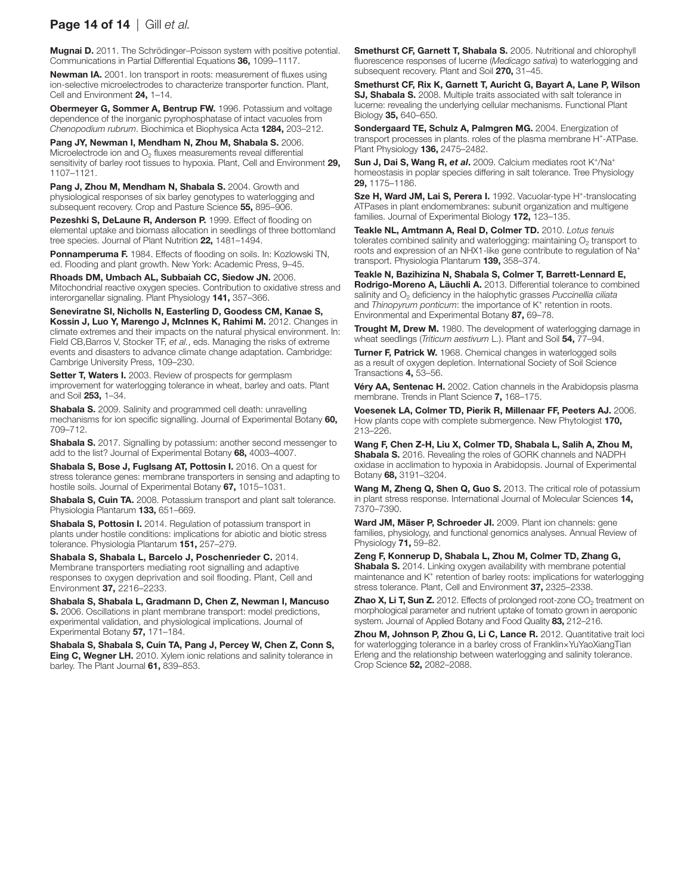**Mugnai D.** 2011. The Schrödinger–Poisson system with positive potential. Communications in Partial Differential Equations **36,** 1099–1117.

**Newman IA.** 2001. Ion transport in roots: measurement of fluxes using ion-selective microelectrodes to characterize transporter function. Plant, Cell and Environment **24,** 1–14.

**Obermeyer G, Sommer A, Bentrup FW.** 1996. Potassium and voltage dependence of the inorganic pyrophosphatase of intact vacuoles from *Chenopodium rubrum*. Biochimica et Biophysica Acta **1284,** 203–212.

**Pang JY, Newman I, Mendham N, Zhou M, Shabala S.** 2006. Microelectrode ion and $O_2$ fluxes measurements reveal differential sensitivity of barley root tissues to hypoxia. Plant, Cell and Environment **29,** 1107–1121.

**Pang J, Zhou M, Mendham N, Shabala S.** 2004. Growth and physiological responses of six barley genotypes to waterlogging and subsequent recovery. Crop and Pasture Science **55,** 895–906.

**Pezeshki S, DeLaune R, Anderson P.** 1999. Effect of flooding on elemental uptake and biomass allocation in seedlings of three bottomland tree species. Journal of Plant Nutrition **22,** 1481–1494.

**Ponnamperuma F.** 1984. Effects of flooding on soils. In: Kozlowski TN, ed. Flooding and plant growth. New York: Academic Press, 9–45.

**Rhoads DM, Umbach AL, Subbaiah CC, Siedow JN.** 2006. Mitochondrial reactive oxygen species. Contribution to oxidative stress and interorganellar signaling. Plant Physiology **141,** 357–366.

**Seneviratne SI, Nicholls N, Easterling D, Goodess CM, Kanae S, Kossin J, Luo Y, Marengo J, McInnes K, Rahimi M.** 2012. Changes in climate extremes and their impacts on the natural physical environment. In: Field CB,Barros V, Stocker TF, *et al.*, eds. Managing the risks of extreme events and disasters to advance climate change adaptation. Cambridge: Cambrige University Press, 109–230.

**Setter T, Waters I.** 2003. Review of prospects for germplasm improvement for waterlogging tolerance in wheat, barley and oats. Plant and Soil **253,** 1–34.

**Shabala S.** 2009. Salinity and programmed cell death: unravelling mechanisms for ion specific signalling. Journal of Experimental Botany **60,** 709–712.

**Shabala S.** 2017. Signalling by potassium: another second messenger to add to the list? Journal of Experimental Botany **68,** 4003–4007.

**Shabala S, Bose J, Fuglsang AT, Pottosin I.** 2016. On a quest for stress tolerance genes: membrane transporters in sensing and adapting to hostile soils. Journal of Experimental Botany **67,** 1015–1031.

**Shabala S, Cuin TA.** 2008. Potassium transport and plant salt tolerance. Physiologia Plantarum **133,** 651–669.

**Shabala S, Pottosin I.** 2014. Regulation of potassium transport in plants under hostile conditions: implications for abiotic and biotic stress tolerance. Physiologia Plantarum **151,** 257–279.

**Shabala S, Shabala L, Barcelo J, Poschenrieder C.** 2014. Membrane transporters mediating root signalling and adaptive responses to oxygen deprivation and soil flooding. Plant, Cell and Environment **37,** 2216–2233.

**Shabala S, Shabala L, Gradmann D, Chen Z, Newman I, Mancuso S.** 2006. Oscillations in plant membrane transport: model predictions, experimental validation, and physiological implications. Journal of Experimental Botany **57,** 171–184.

**Shabala S, Shabala S, Cuin TA, Pang J, Percey W, Chen Z, Conn S, Eing C, Wegner LH.** 2010. Xylem ionic relations and salinity tolerance in barley. The Plant Journal **61,** 839–853.

**Smethurst CF, Garnett T, Shabala S.** 2005. Nutritional and chlorophyll fluorescence responses of lucerne (*Medicago sativa*) to waterlogging and subsequent recovery. Plant and Soil **270,** 31–45.

**Smethurst CF, Rix K, Garnett T, Auricht G, Bayart A, Lane P, Wilson SJ, Shabala S.** 2008. Multiple traits associated with salt tolerance in lucerne: revealing the underlying cellular mechanisms. Functional Plant Biology **35,** 640–650.

**Sondergaard TE, Schulz A, Palmgren MG.** 2004. Energization of transport processes in plants. roles of the plasma membrane $H^+$-ATPase. Plant Physiology **136,** 2475–2482.

**Sun J, Dai S, Wang R, *et al*.** 2009. Calcium mediates root $K^+/Na^+$ homeostasis in poplar species differing in salt tolerance. Tree Physiology **29,** 1175–1186.

**Sze H, Ward JM, Lai S, Perera I.** 1992. Vacuolar-type $H^+$-translocating ATPases in plant endomembranes: subunit organization and multigene families. Journal of Experimental Biology **172,** 123–135.

**Teakle NL, Amtmann A, Real D, Colmer TD.** 2010. *Lotus tenuis* tolerates combined salinity and waterlogging: maintaining $O_2$ transport to roots and expression of an NHX1-like gene contribute to regulation of $Na^+$ transport. Physiologia Plantarum **139,** 358–374.

**Teakle N, Bazihizina N, Shabala S, Colmer T, Barrett-Lennard E, Rodrigo-Moreno A, Läuchli A.** 2013. Differential tolerance to combined salinity and $O_2$ deficiency in the halophytic grasses *Puccinellia ciliata* and *Thinopyrum ponticum*: the importance of $K^+$ retention in roots. Environmental and Experimental Botany **87,** 69–78.

**Trought M, Drew M.** 1980. The development of waterlogging damage in wheat seedlings (*Triticum aestivum* L.). Plant and Soil **54,** 77–94.

**Turner F, Patrick W.** 1968. Chemical changes in waterlogged soils as a result of oxygen depletion. International Society of Soil Science Transactions **4,** 53–56.

**Véry AA, Sentenac H.** 2002. Cation channels in the Arabidopsis plasma membrane. Trends in Plant Science **7,** 168–175.

**Voesenek LA, Colmer TD, Pierik R, Millenaar FF, Peeters AJ.** 2006. How plants cope with complete submergence. New Phytologist **170,** 213–226.

**Wang F, Chen Z-H, Liu X, Colmer TD, Shabala L, Salih A, Zhou M, Shabala S.** 2016. Revealing the roles of GORK channels and NADPH oxidase in acclimation to hypoxia in Arabidopsis. Journal of Experimental Botany **68,** 3191–3204.

**Wang M, Zheng Q, Shen Q, Guo S.** 2013. The critical role of potassium in plant stress response. International Journal of Molecular Sciences **14,** 7370–7390.

**Ward JM, Mäser P, Schroeder JI.** 2009. Plant ion channels: gene families, physiology, and functional genomics analyses. Annual Review of Physiology **71,** 59–82.

**Zeng F, Konnerup D, Shabala L, Zhou M, Colmer TD, Zhang G, Shabala S.** 2014. Linking oxygen availability with membrane potential maintenance and $K^+$ retention of barley roots: implications for waterlogging stress tolerance. Plant, Cell and Environment **37,** 2325–2338.

**Zhao X, Li T, Sun Z.** 2012. Effects of prolonged root-zone $CO_2$ treatment on morphological parameter and nutrient uptake of tomato grown in aeroponic system. Journal of Applied Botany and Food Quality **83,** 212–216.

**Zhou M, Johnson P, Zhou G, Li C, Lance R.** 2012. Quantitative trait loci for waterlogging tolerance in a barley cross of Franklin×YuYaoXiangTian Erleng and the relationship between waterlogging and salinity tolerance. Crop Science **52,** 2082–2088.